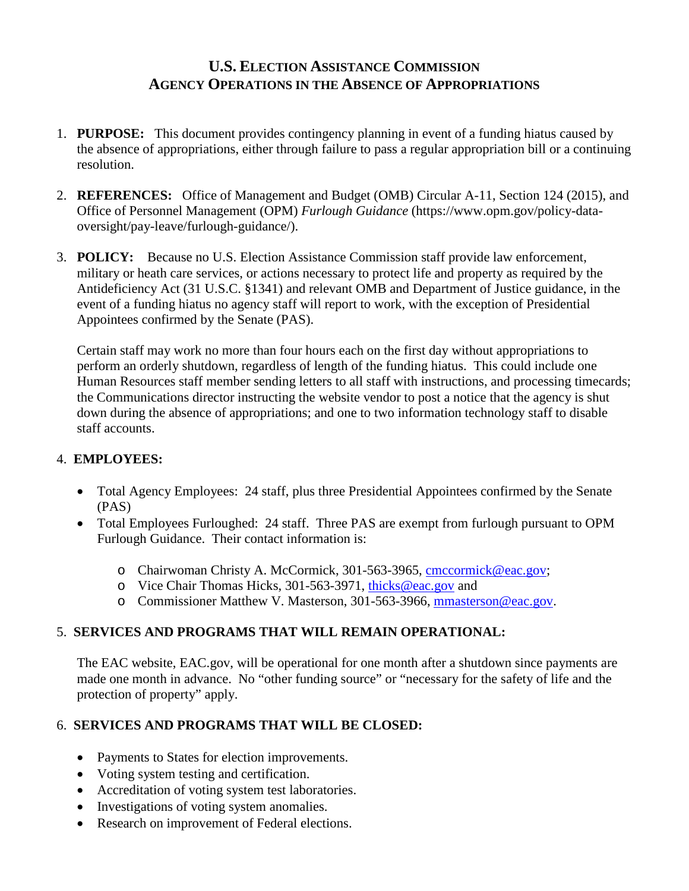# U.S. ELECTION ASSISTANCE COMMISSION
# AGENCY OPERATIONS IN THE ABSENCE OF APPROPRIATIONS

1. **PURPOSE:** This document provides contingency planning in event of a funding hiatus caused by the absence of appropriations, either through failure to pass a regular appropriation bill or a continuing resolution.

2. **REFERENCES:** Office of Management and Budget (OMB) Circular A-11, Section 124 (2015), and Office of Personnel Management (OPM) *Furlough Guidance* (https://www.opm.gov/policy-data-oversight/pay-leave/furlough-guidance/).

3. **POLICY:** Because no U.S. Election Assistance Commission staff provide law enforcement, military or heath care services, or actions necessary to protect life and property as required by the Antideficiency Act (31 U.S.C. §1341) and relevant OMB and Department of Justice guidance, in the event of a funding hiatus no agency staff will report to work, with the exception of Presidential Appointees confirmed by the Senate (PAS).

   Certain staff may work no more than four hours each on the first day without appropriations to perform an orderly shutdown, regardless of length of the funding hiatus. This could include one Human Resources staff member sending letters to all staff with instructions, and processing timecards; the Communications director instructing the website vendor to post a notice that the agency is shut down during the absence of appropriations; and one to two information technology staff to disable staff accounts.

4. **EMPLOYEES:**

   - Total Agency Employees: 24 staff, plus three Presidential Appointees confirmed by the Senate (PAS)
   - Total Employees Furloughed: 24 staff. Three PAS are exempt from furlough pursuant to OPM Furlough Guidance. Their contact information is:
     - Chairwoman Christy A. McCormick, 301-563-3965, cmccormick@eac.gov;
     - Vice Chair Thomas Hicks, 301-563-3971, thicks@eac.gov and
     - Commissioner Matthew V. Masterson, 301-563-3966, mmasterson@eac.gov.

5. **SERVICES AND PROGRAMS THAT WILL REMAIN OPERATIONAL:**

   The EAC website, EAC.gov, will be operational for one month after a shutdown since payments are made one month in advance. No "other funding source" or "necessary for the safety of life and the protection of property" apply.

6. **SERVICES AND PROGRAMS THAT WILL BE CLOSED:**

   - Payments to States for election improvements.
   - Voting system testing and certification.
   - Accreditation of voting system test laboratories.
   - Investigations of voting system anomalies.
   - Research on improvement of Federal elections.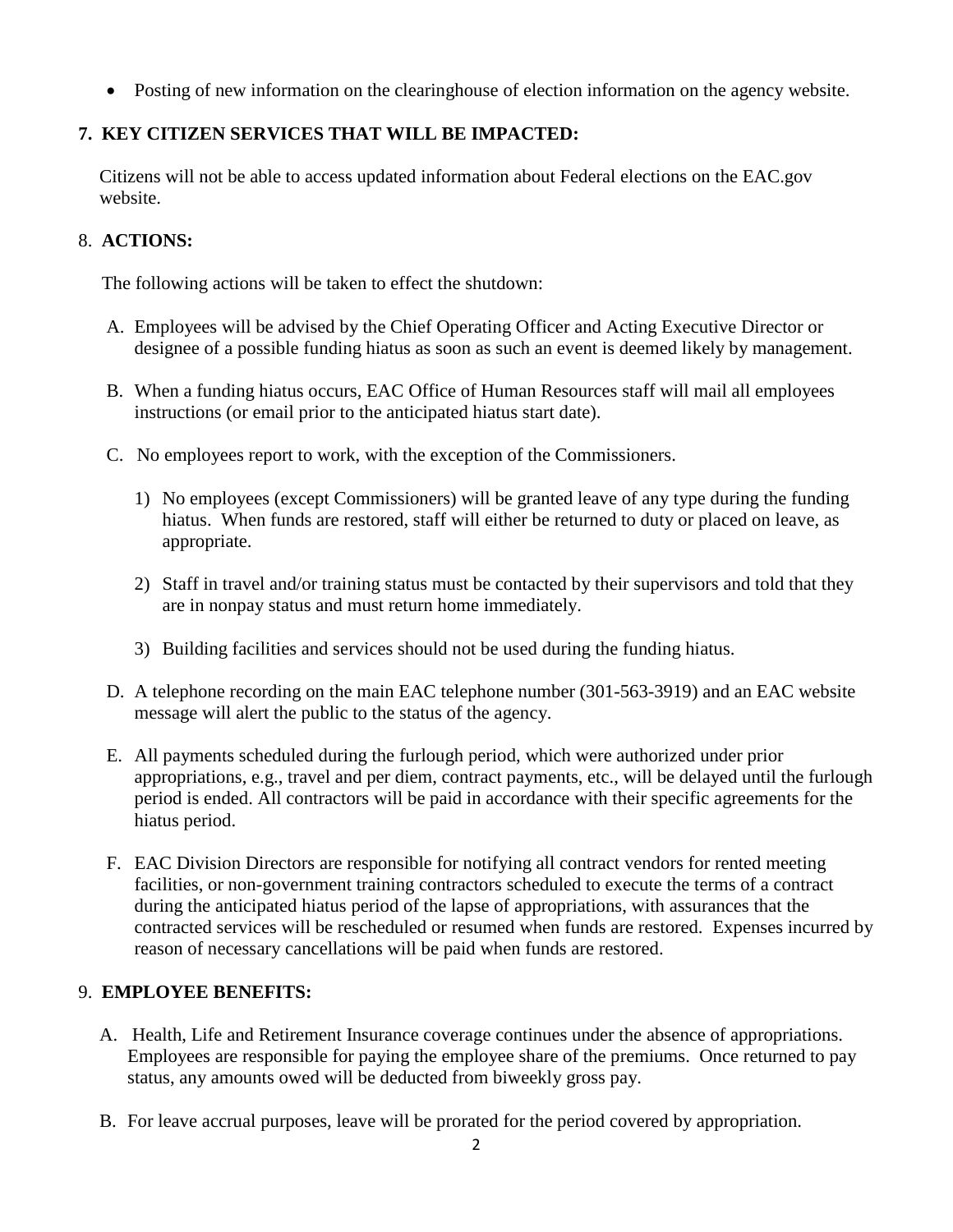- Posting of new information on the clearinghouse of election information on the agency website.

## 7. KEY CITIZEN SERVICES THAT WILL BE IMPACTED:

Citizens will not be able to access updated information about Federal elections on the EAC.gov website.

## 8. ACTIONS:

The following actions will be taken to effect the shutdown:

A. Employees will be advised by the Chief Operating Officer and Acting Executive Director or designee of a possible funding hiatus as soon as such an event is deemed likely by management.

B. When a funding hiatus occurs, EAC Office of Human Resources staff will mail all employees instructions (or email prior to the anticipated hiatus start date).

C. No employees report to work, with the exception of the Commissioners.

   1) No employees (except Commissioners) will be granted leave of any type during the funding hiatus. When funds are restored, staff will either be returned to duty or placed on leave, as appropriate.

   2) Staff in travel and/or training status must be contacted by their supervisors and told that they are in nonpay status and must return home immediately.

   3) Building facilities and services should not be used during the funding hiatus.

D. A telephone recording on the main EAC telephone number (301-563-3919) and an EAC website message will alert the public to the status of the agency.

E. All payments scheduled during the furlough period, which were authorized under prior appropriations, e.g., travel and per diem, contract payments, etc., will be delayed until the furlough period is ended. All contractors will be paid in accordance with their specific agreements for the hiatus period.

F. EAC Division Directors are responsible for notifying all contract vendors for rented meeting facilities, or non-government training contractors scheduled to execute the terms of a contract during the anticipated hiatus period of the lapse of appropriations, with assurances that the contracted services will be rescheduled or resumed when funds are restored. Expenses incurred by reason of necessary cancellations will be paid when funds are restored.

## 9. EMPLOYEE BENEFITS:

A. Health, Life and Retirement Insurance coverage continues under the absence of appropriations. Employees are responsible for paying the employee share of the premiums. Once returned to pay status, any amounts owed will be deducted from biweekly gross pay.

B. For leave accrual purposes, leave will be prorated for the period covered by appropriation.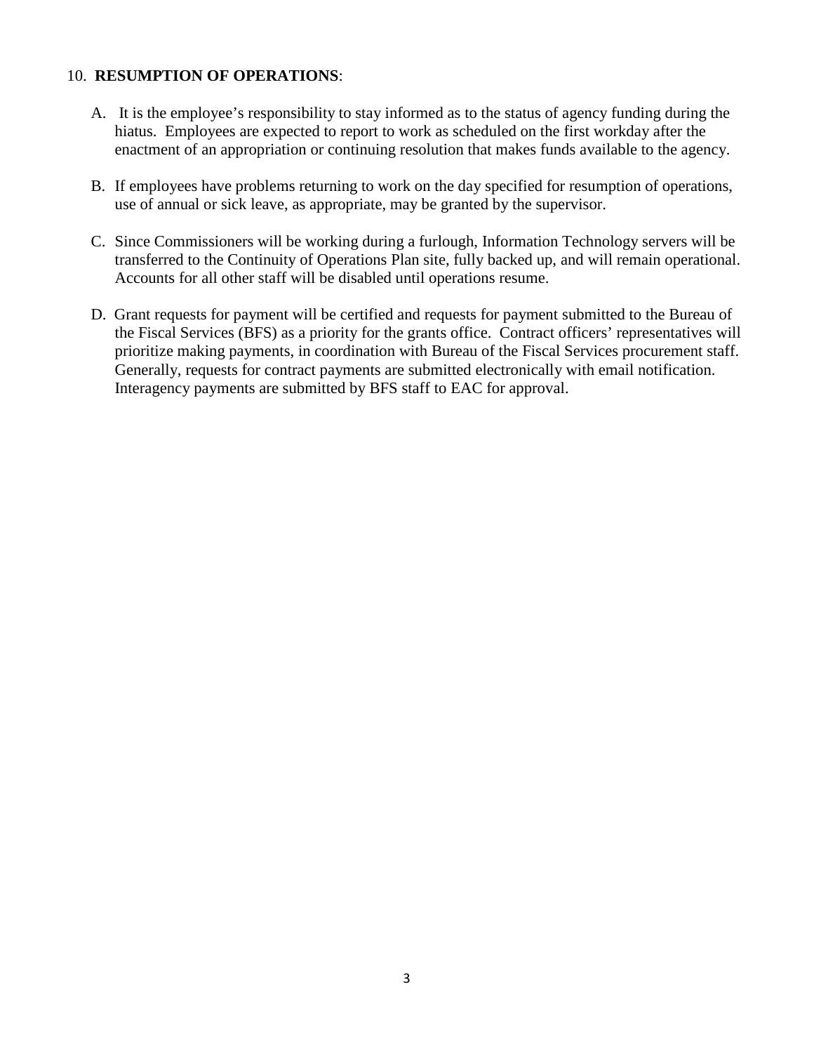10. **RESUMPTION OF OPERATIONS**:

A. It is the employee's responsibility to stay informed as to the status of agency funding during the hiatus. Employees are expected to report to work as scheduled on the first workday after the enactment of an appropriation or continuing resolution that makes funds available to the agency.

B. If employees have problems returning to work on the day specified for resumption of operations, use of annual or sick leave, as appropriate, may be granted by the supervisor.

C. Since Commissioners will be working during a furlough, Information Technology servers will be transferred to the Continuity of Operations Plan site, fully backed up, and will remain operational. Accounts for all other staff will be disabled until operations resume.

D. Grant requests for payment will be certified and requests for payment submitted to the Bureau of the Fiscal Services (BFS) as a priority for the grants office. Contract officers' representatives will prioritize making payments, in coordination with Bureau of the Fiscal Services procurement staff. Generally, requests for contract payments are submitted electronically with email notification. Interagency payments are submitted by BFS staff to EAC for approval.